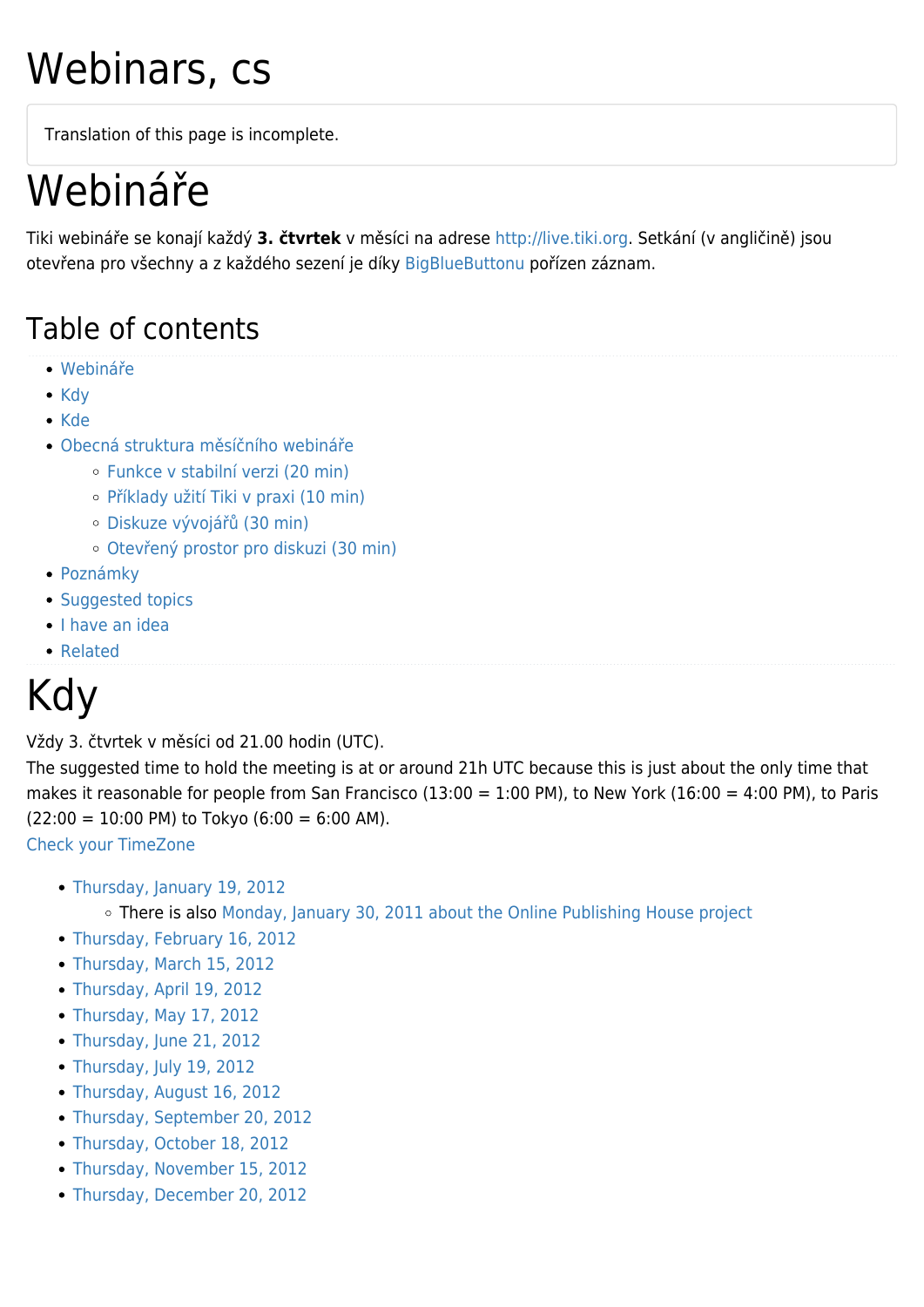# Webinars, cs

Translation of this page is incomplete.

# Webináře

Tiki webináře se konají každý **3. čtvrtek** v měsíci na adrese http://live.tiki.org. Setkání (v angličině) jsou otevřena pro všechny a z každého sezení je díky BigBlueButtonu pořízen záznam.

## Table of contents

- Webináře
- Kdy
- Kde
- Obecná struktura měsíčního webináře
    - Funkce v stabilní verzi (20 min)
    - Příklady užití Tiki v praxi (10 min)
    - Diskuze vývojářů (30 min)
    - Otevřený prostor pro diskuzi (30 min)
- Poznámky
- Suggested topics
- I have an idea
- Related

# Kdy

Vždy 3. čtvrtek v měsíci od 21.00 hodin (UTC).
The suggested time to hold the meeting is at or around 21h UTC because this is just about the only time that makes it reasonable for people from San Francisco (13:00 = 1:00 PM), to New York (16:00 = 4:00 PM), to Paris (22:00 = 10:00 PM) to Tokyo (6:00 = 6:00 AM).
Check your TimeZone

- Thursday, January 19, 2012
    - There is also Monday, January 30, 2011 about the Online Publishing House project
- Thursday, February 16, 2012
- Thursday, March 15, 2012
- Thursday, April 19, 2012
- Thursday, May 17, 2012
- Thursday, June 21, 2012
- Thursday, July 19, 2012
- Thursday, August 16, 2012
- Thursday, September 20, 2012
- Thursday, October 18, 2012
- Thursday, November 15, 2012
- Thursday, December 20, 2012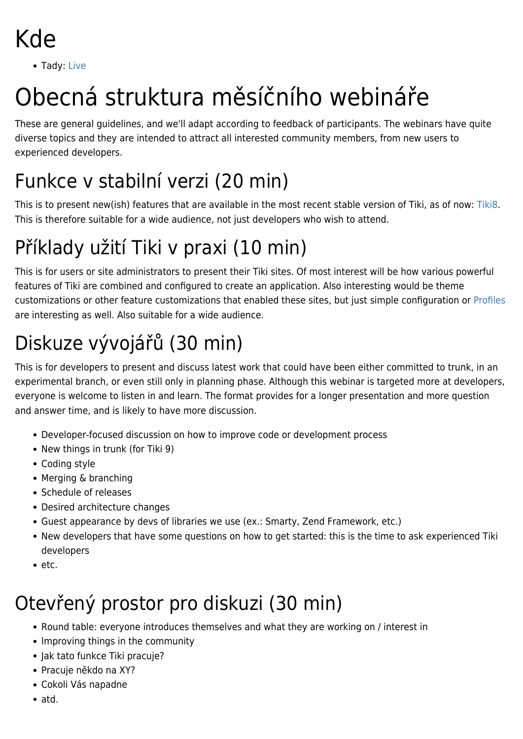# Kde

- Tady: Live

# Obecná struktura měsíčního webináře

These are general guidelines, and we'll adapt according to feedback of participants. The webinars have quite diverse topics and they are intended to attract all interested community members, from new users to experienced developers.

## Funkce v stabilní verzi (20 min)

This is to present new(ish) features that are available in the most recent stable version of Tiki, as of now: Tiki8. This is therefore suitable for a wide audience, not just developers who wish to attend.

## Příklady užití Tiki v praxi (10 min)

This is for users or site administrators to present their Tiki sites. Of most interest will be how various powerful features of Tiki are combined and configured to create an application. Also interesting would be theme customizations or other feature customizations that enabled these sites, but just simple configuration or Profiles are interesting as well. Also suitable for a wide audience.

## Diskuze vývojářů (30 min)

This is for developers to present and discuss latest work that could have been either committed to trunk, in an experimental branch, or even still only in planning phase. Although this webinar is targeted more at developers, everyone is welcome to listen in and learn. The format provides for a longer presentation and more question and answer time, and is likely to have more discussion.

- Developer-focused discussion on how to improve code or development process
- New things in trunk (for Tiki 9)
- Coding style
- Merging & branching
- Schedule of releases
- Desired architecture changes
- Guest appearance by devs of libraries we use (ex.: Smarty, Zend Framework, etc.)
- New developers that have some questions on how to get started: this is the time to ask experienced Tiki developers
- etc.

## Otevřený prostor pro diskuzi (30 min)

- Round table: everyone introduces themselves and what they are working on / interest in
- Improving things in the community
- Jak tato funkce Tiki pracuje?
- Pracuje někdo na XY?
- Cokoli Vás napadne
- atd.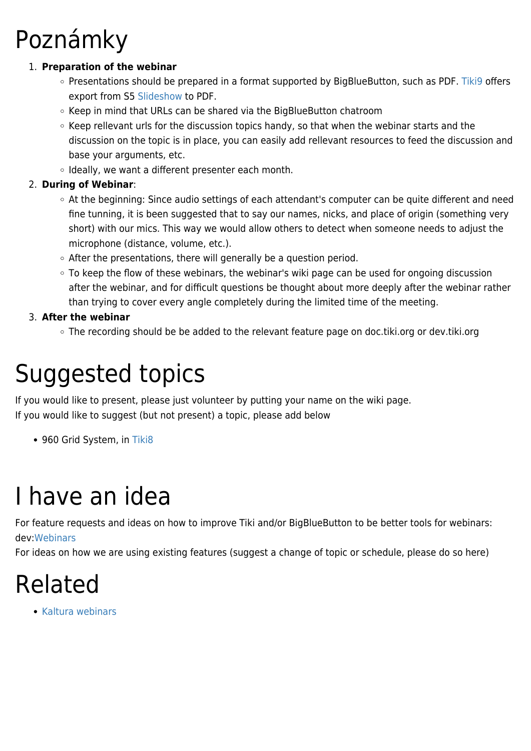# Poznámky

1. **Preparation of the webinar**
   - Presentations should be prepared in a format supported by BigBlueButton, such as PDF. Tiki9 offers export from S5 Slideshow to PDF.
   - Keep in mind that URLs can be shared via the BigBlueButton chatroom
   - Keep rellevant urls for the discussion topics handy, so that when the webinar starts and the discussion on the topic is in place, you can easily add rellevant resources to feed the discussion and base your arguments, etc.
   - Ideally, we want a different presenter each month.
2. **During of Webinar**:
   - At the beginning: Since audio settings of each attendant's computer can be quite different and need fine tunning, it is been suggested that to say our names, nicks, and place of origin (something very short) with our mics. This way we would allow others to detect when someone needs to adjust the microphone (distance, volume, etc.).
   - After the presentations, there will generally be a question period.
   - To keep the flow of these webinars, the webinar's wiki page can be used for ongoing discussion after the webinar, and for difficult questions be thought about more deeply after the webinar rather than trying to cover every angle completely during the limited time of the meeting.
3. **After the webinar**
   - The recording should be be added to the relevant feature page on doc.tiki.org or dev.tiki.org

# Suggested topics

If you would like to present, please just volunteer by putting your name on the wiki page.
If you would like to suggest (but not present) a topic, please add below

- 960 Grid System, in Tiki8

# I have an idea

For feature requests and ideas on how to improve Tiki and/or BigBlueButton to be better tools for webinars: dev:Webinars
For ideas on how we are using existing features (suggest a change of topic or schedule, please do so here)

# Related

- Kaltura webinars